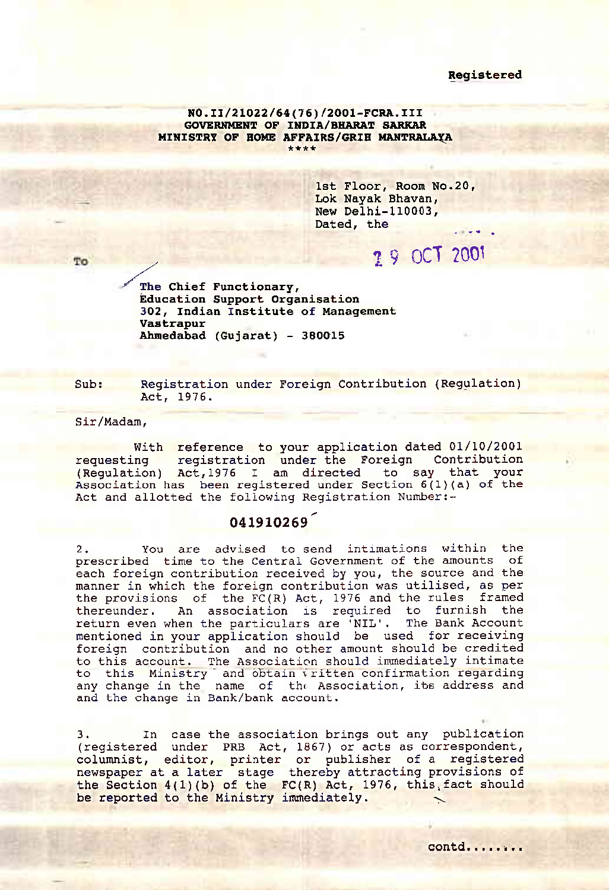**Registered**

**NO.II/21022/64(76)/2001-FCRA.III**
**GOVERNMENT OF INDIA/BHARAT SARKAR**
**MINISTRY OF HOME AFFAIRS/GRIH MANTRALAYA**
\*\*\*\*

1st Floor, Room No.20,
Lok Nayak Bhavan,
New Delhi-110003,
Dated, the 29 OCT 2001

To

**The Chief Functionary,**
**Education Support Organisation**
**302, Indian Institute of Management**
**Vastrapur**
**Ahmedabad (Gujarat) - 380015**

Sub: Registration under Foreign Contribution (Regulation) Act, 1976.

Sir/Madam,

With reference to your application dated 01/10/2001 requesting registration under the Foreign Contribution (Regulation) Act,1976 I am directed to say that your Association has been registered under Section 6(1)(a) of the Act and allotted the following Registration Number:-

**041910269**

2. You are advised to send intimations within the prescribed time to the Central Government of the amounts of each foreign contribution received by you, the source and the manner in which the foreign contribution was utilised, as per the provisions of the FC(R) Act, 1976 and the rules framed thereunder. An association is required to furnish the return even when the particulars are 'NIL'. The Bank Account mentioned in your application should be used for receiving foreign contribution and no other amount should be credited to this account. The Association should immediately intimate to this Ministry and obtain written confirmation regarding any change in the name of the Association, its address and and the change in Bank/bank account.

3. In case the association brings out any publication (registered under PRB Act, 1867) or acts as correspondent, columnist, editor, printer or publisher of a registered newspaper at a later stage thereby attracting provisions of the Section 4(1)(b) of the FC(R) Act, 1976, this fact should be reported to the Ministry immediately.

contd........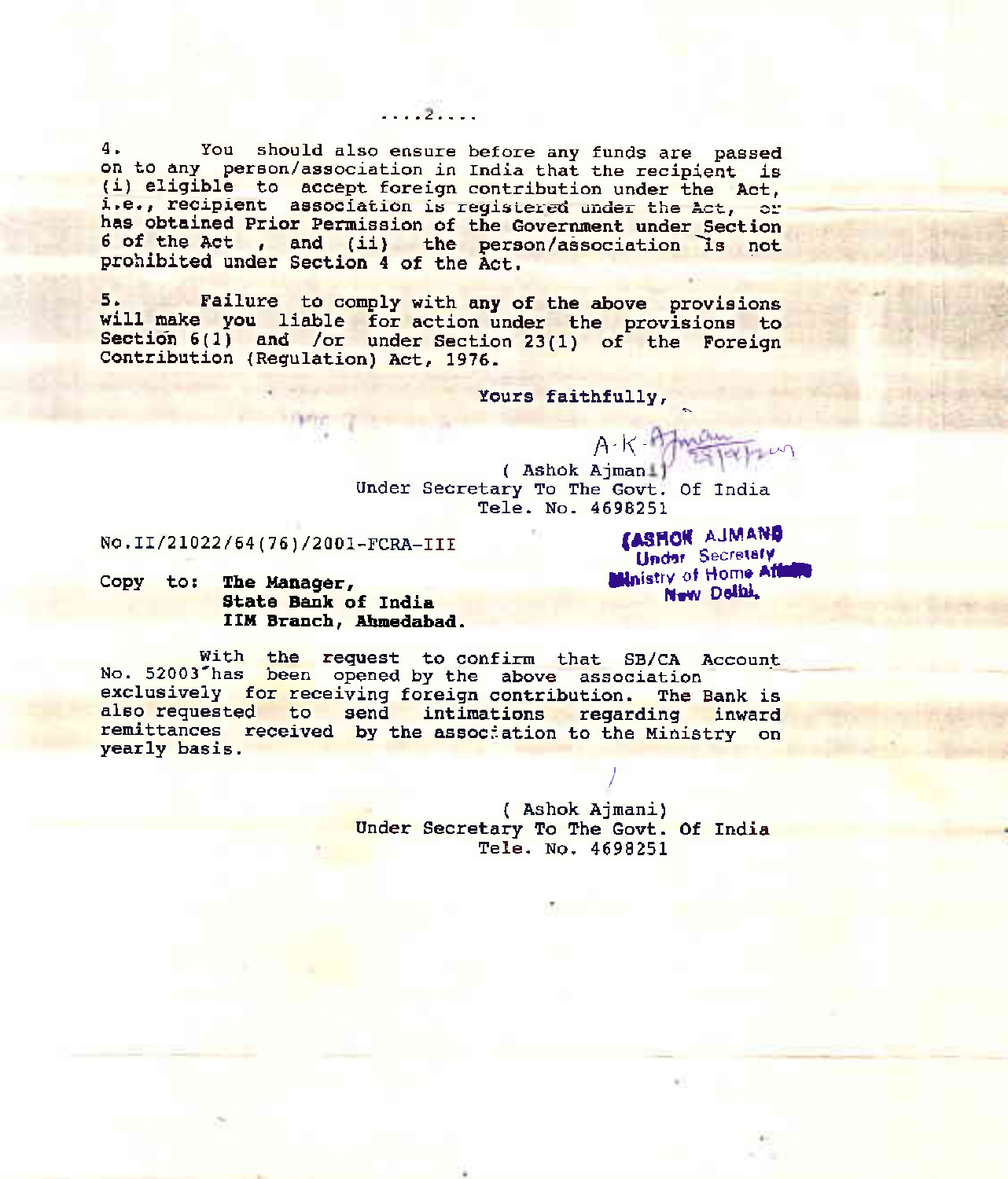4. You should also ensure before any funds are passed on to any person/association in India that the recipient is (i) eligible to accept foreign contribution under the Act, i.e., recipient association is registered under the Act, or has obtained Prior Permission of the Government under Section 6 of the Act , and (ii) the person/association is not prohibited under Section 4 of the Act.

5. Failure to comply with any of the above provisions will make you liable for action under the provisions to Section 6(1) and /or under Section 23(1) of the Foreign Contribution (Regulation) Act, 1976.

Yours faithfully,

A.K. Ajmani

( Ashok Ajmani)
Under Secretary To The Govt. Of India
Tele. No. 4698251

(ASHOK AJMANI)
Under Secretary
Ministry of Home Affairs
New Delhi.

No.II/21022/64(76)/2001-FCRA-III

Copy to: **The Manager,**
**State Bank of India**
**IIM Branch, Ahmedabad.**

With the request to confirm that SB/CA Account No. 52003 has been opened by the above association exclusively for receiving foreign contribution. The Bank is also requested to send intimations regarding inward remittances received by the association to the Ministry on yearly basis.

( Ashok Ajmani)
Under Secretary To The Govt. Of India
Tele. No. 4698251